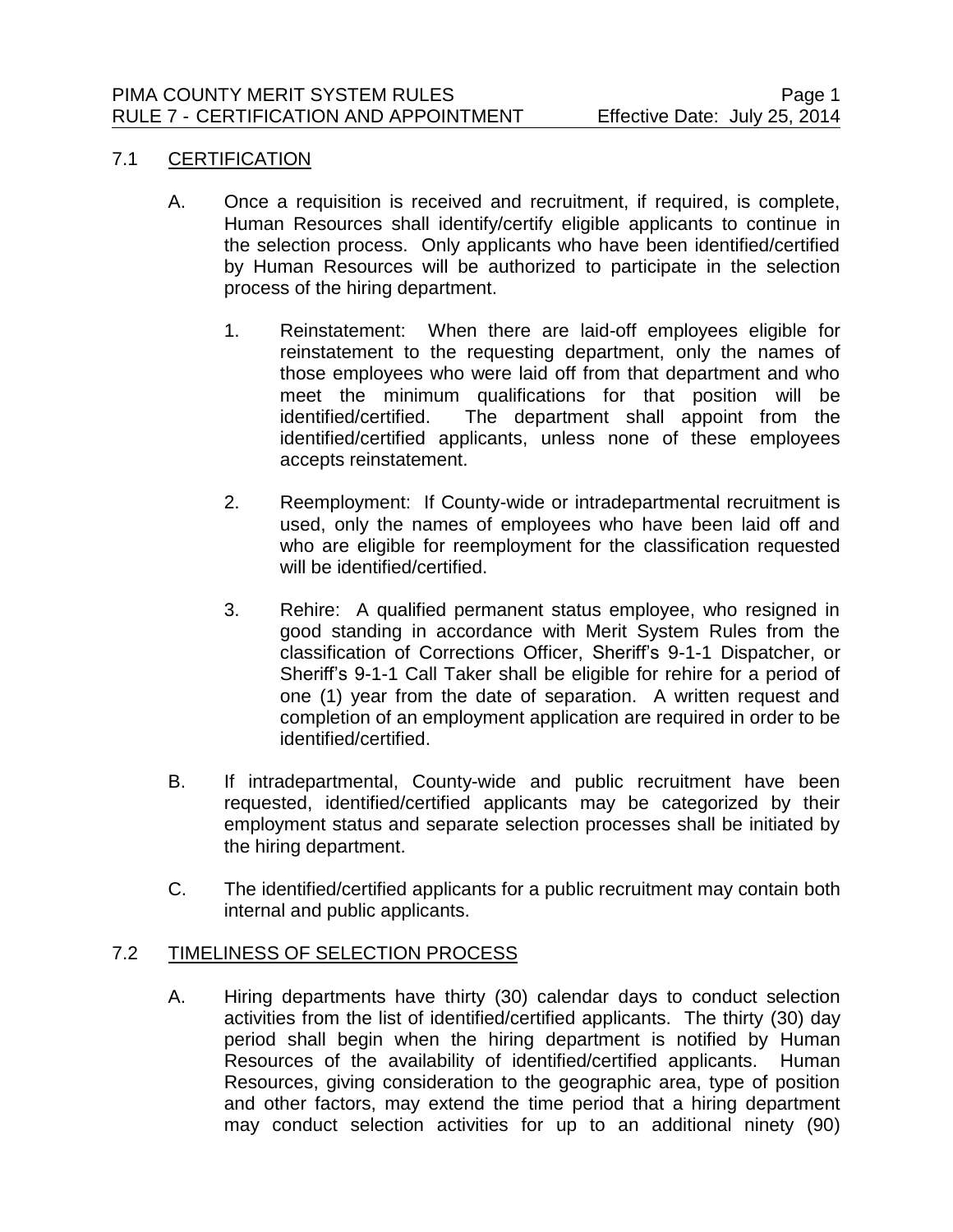## 7.1 CERTIFICATION

A. Once a requisition is received and recruitment, if required, is complete, Human Resources shall identify/certify eligible applicants to continue in the selection process. Only applicants who have been identified/certified by Human Resources will be authorized to participate in the selection process of the hiring department.

   1. Reinstatement: When there are laid-off employees eligible for reinstatement to the requesting department, only the names of those employees who were laid off from that department and who meet the minimum qualifications for that position will be identified/certified. The department shall appoint from the identified/certified applicants, unless none of these employees accepts reinstatement.

   2. Reemployment: If County-wide or intradepartmental recruitment is used, only the names of employees who have been laid off and who are eligible for reemployment for the classification requested will be identified/certified.

   3. Rehire: A qualified permanent status employee, who resigned in good standing in accordance with Merit System Rules from the classification of Corrections Officer, Sheriff's 9-1-1 Dispatcher, or Sheriff's 9-1-1 Call Taker shall be eligible for rehire for a period of one (1) year from the date of separation. A written request and completion of an employment application are required in order to be identified/certified.

B. If intradepartmental, County-wide and public recruitment have been requested, identified/certified applicants may be categorized by their employment status and separate selection processes shall be initiated by the hiring department.

C. The identified/certified applicants for a public recruitment may contain both internal and public applicants.

## 7.2 TIMELINESS OF SELECTION PROCESS

A. Hiring departments have thirty (30) calendar days to conduct selection activities from the list of identified/certified applicants. The thirty (30) day period shall begin when the hiring department is notified by Human Resources of the availability of identified/certified applicants. Human Resources, giving consideration to the geographic area, type of position and other factors, may extend the time period that a hiring department may conduct selection activities for up to an additional ninety (90)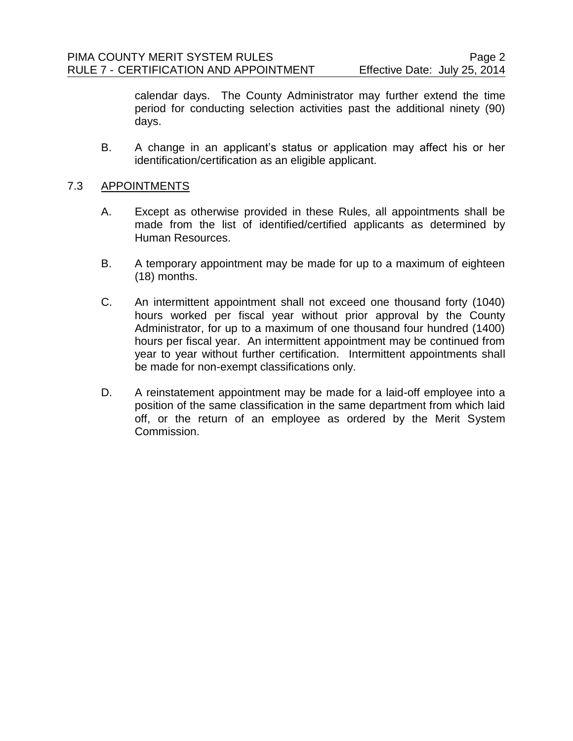calendar days. The County Administrator may further extend the time period for conducting selection activities past the additional ninety (90) days.

B. A change in an applicant's status or application may affect his or her identification/certification as an eligible applicant.

## 7.3 APPOINTMENTS

A. Except as otherwise provided in these Rules, all appointments shall be made from the list of identified/certified applicants as determined by Human Resources.

B. A temporary appointment may be made for up to a maximum of eighteen (18) months.

C. An intermittent appointment shall not exceed one thousand forty (1040) hours worked per fiscal year without prior approval by the County Administrator, for up to a maximum of one thousand four hundred (1400) hours per fiscal year. An intermittent appointment may be continued from year to year without further certification. Intermittent appointments shall be made for non-exempt classifications only.

D. A reinstatement appointment may be made for a laid-off employee into a position of the same classification in the same department from which laid off, or the return of an employee as ordered by the Merit System Commission.